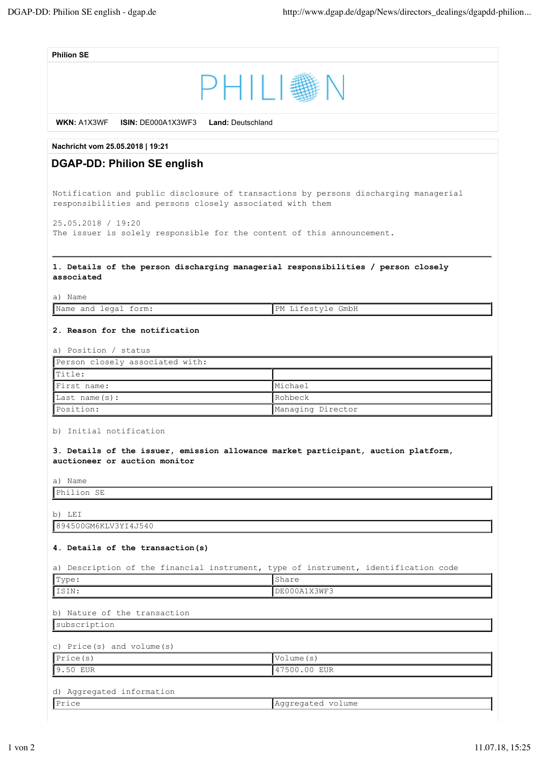**Philion SE**

PHILION

**WKN:** A1X3WF **ISIN:** DE000A1X3WF3 **Land:** Deutschland

**Nachricht vom 25.05.2018 | 19:21**

## DGAP-DD: Philion SE english

Notification and public disclosure of transactions by persons discharging managerial responsibilities and persons closely associated with them

25.05.2018 / 19:20
The issuer is solely responsible for the content of this announcement.

---

**1. Details of the person discharging managerial responsibilities / person closely associated**

a) Name

| Name and legal form: | PM Lifestyle GmbH |
|---|---|

**2. Reason for the notification**

a) Position / status

| Person closely associated with: | |
|---|---|
| Title: | |
| First name: | Michael |
| Last name(s): | Rohbeck |
| Position: | Managing Director |

b) Initial notification

**3. Details of the issuer, emission allowance market participant, auction platform, auctioneer or auction monitor**

a) Name

| Philion SE |
|---|

b) LEI

| 894500GM6KLV3YI4J540 |
|---|

**4. Details of the transaction(s)**

a) Description of the financial instrument, type of instrument, identification code

| Type: | Share |
|---|---|
| ISIN: | DE000A1X3WF3 |

b) Nature of the transaction

| subscription |
|---|

c) Price(s) and volume(s)

| Price(s) | Volume(s) |
|---|---|
| 9.50 EUR | 47500.00 EUR |

d) Aggregated information

| Price | Aggregated volume |
|---|---|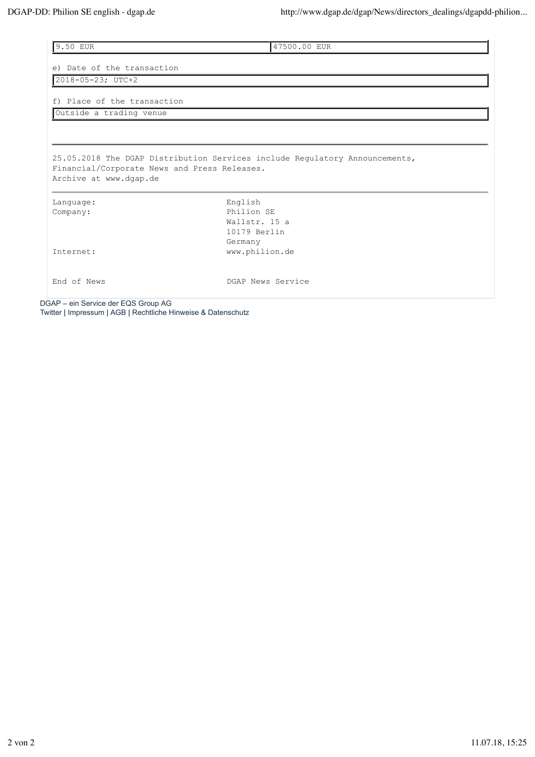| | |
|---|---|
| 9.50 EUR | 47500.00 EUR |

e) Date of the transaction

| |
|---|
| 2018-05-23; UTC+2 |

f) Place of the transaction

| |
|---|
| Outside a trading venue |

---

25.05.2018 The DGAP Distribution Services include Regulatory Announcements, Financial/Corporate News and Press Releases.
Archive at www.dgap.de

---

| | |
|---|---|
| Language: | English |
| Company: | Philion SE<br>Wallstr. 15 a<br>10179 Berlin<br>Germany |
| Internet: | www.philion.de |

End of News DGAP News Service

DGAP – ein Service der EQS Group AG
Twitter | Impressum | AGB | Rechtliche Hinweise & Datenschutz